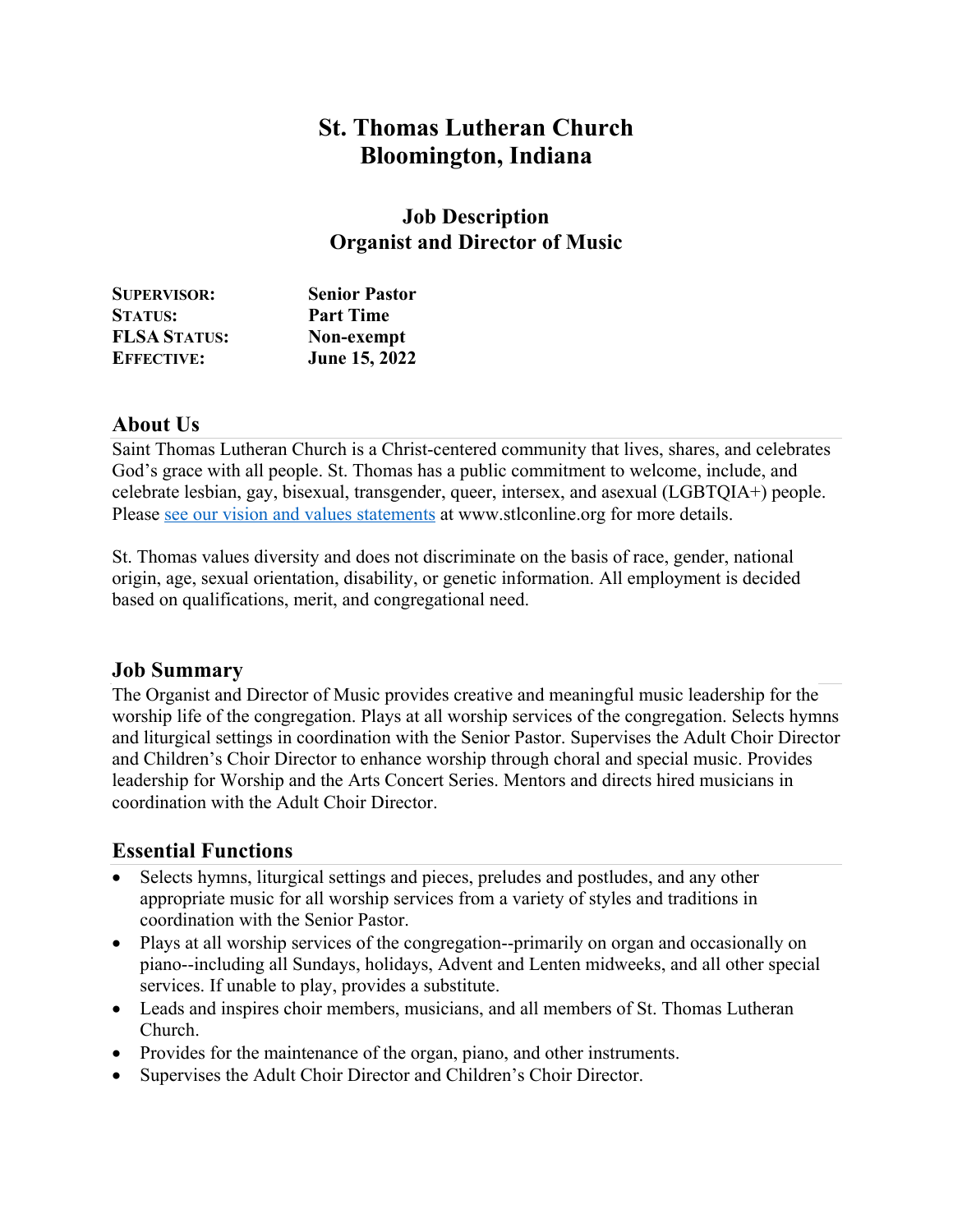# St. Thomas Lutheran Church
# Bloomington, Indiana

## Job Description
## Organist and Director of Music

| | |
|---|---|
| **SUPERVISOR:** | **Senior Pastor** |
| **STATUS:** | **Part Time** |
| **FLSA STATUS:** | **Non-exempt** |
| **EFFECTIVE:** | **June 15, 2022** |

### About Us

Saint Thomas Lutheran Church is a Christ-centered community that lives, shares, and celebrates God's grace with all people. St. Thomas has a public commitment to welcome, include, and celebrate lesbian, gay, bisexual, transgender, queer, intersex, and asexual (LGBTQIA+) people. Please [see our vision and values statements](https://www.stlconline.org) at www.stlconline.org for more details.

St. Thomas values diversity and does not discriminate on the basis of race, gender, national origin, age, sexual orientation, disability, or genetic information. All employment is decided based on qualifications, merit, and congregational need.

### Job Summary

The Organist and Director of Music provides creative and meaningful music leadership for the worship life of the congregation. Plays at all worship services of the congregation. Selects hymns and liturgical settings in coordination with the Senior Pastor. Supervises the Adult Choir Director and Children's Choir Director to enhance worship through choral and special music. Provides leadership for Worship and the Arts Concert Series. Mentors and directs hired musicians in coordination with the Adult Choir Director.

### Essential Functions

- Selects hymns, liturgical settings and pieces, preludes and postludes, and any other appropriate music for all worship services from a variety of styles and traditions in coordination with the Senior Pastor.
- Plays at all worship services of the congregation--primarily on organ and occasionally on piano--including all Sundays, holidays, Advent and Lenten midweeks, and all other special services. If unable to play, provides a substitute.
- Leads and inspires choir members, musicians, and all members of St. Thomas Lutheran Church.
- Provides for the maintenance of the organ, piano, and other instruments.
- Supervises the Adult Choir Director and Children's Choir Director.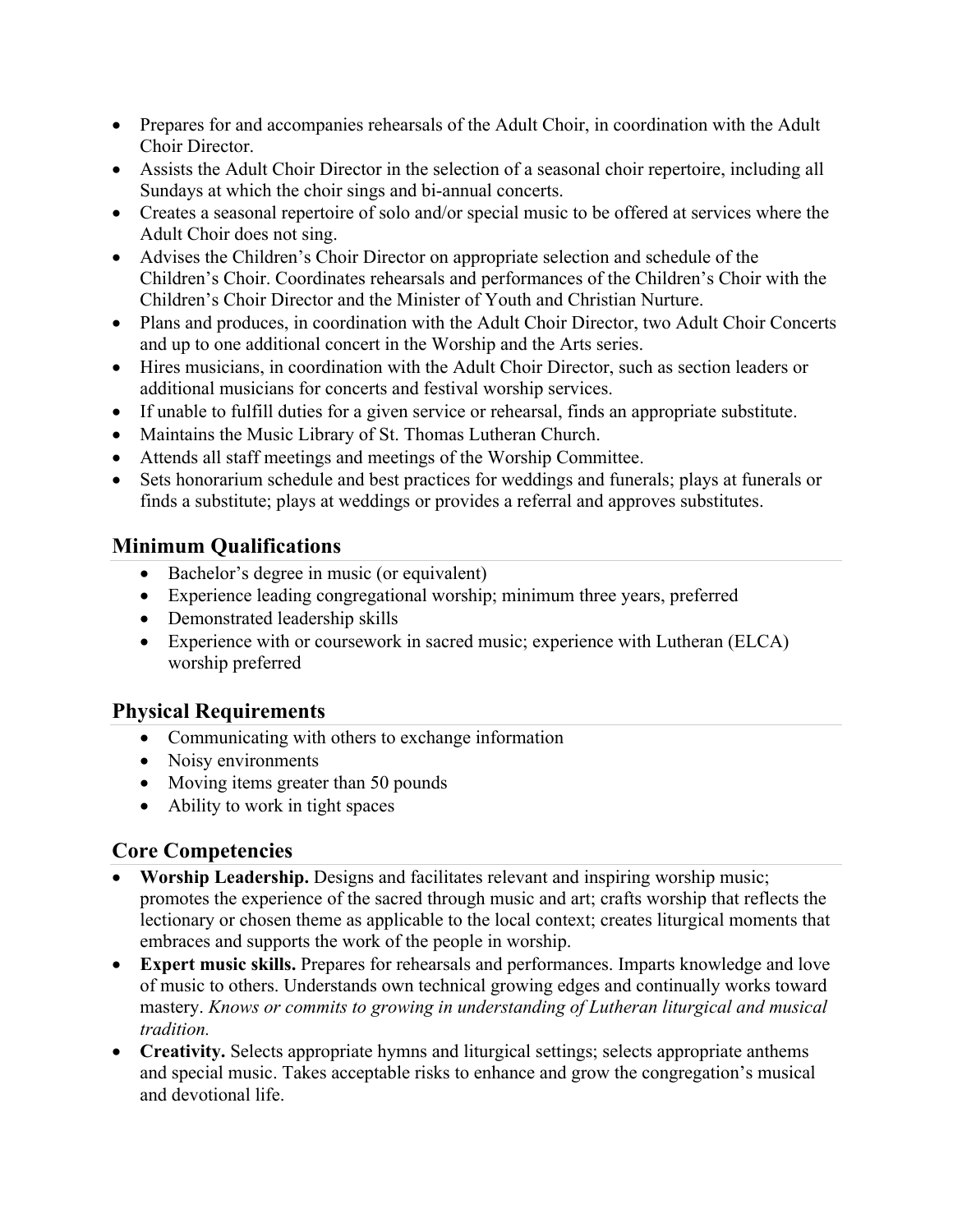- Prepares for and accompanies rehearsals of the Adult Choir, in coordination with the Adult Choir Director.
- Assists the Adult Choir Director in the selection of a seasonal choir repertoire, including all Sundays at which the choir sings and bi-annual concerts.
- Creates a seasonal repertoire of solo and/or special music to be offered at services where the Adult Choir does not sing.
- Advises the Children's Choir Director on appropriate selection and schedule of the Children's Choir. Coordinates rehearsals and performances of the Children's Choir with the Children's Choir Director and the Minister of Youth and Christian Nurture.
- Plans and produces, in coordination with the Adult Choir Director, two Adult Choir Concerts and up to one additional concert in the Worship and the Arts series.
- Hires musicians, in coordination with the Adult Choir Director, such as section leaders or additional musicians for concerts and festival worship services.
- If unable to fulfill duties for a given service or rehearsal, finds an appropriate substitute.
- Maintains the Music Library of St. Thomas Lutheran Church.
- Attends all staff meetings and meetings of the Worship Committee.
- Sets honorarium schedule and best practices for weddings and funerals; plays at funerals or finds a substitute; plays at weddings or provides a referral and approves substitutes.

## Minimum Qualifications

- Bachelor's degree in music (or equivalent)
- Experience leading congregational worship; minimum three years, preferred
- Demonstrated leadership skills
- Experience with or coursework in sacred music; experience with Lutheran (ELCA) worship preferred

## Physical Requirements

- Communicating with others to exchange information
- Noisy environments
- Moving items greater than 50 pounds
- Ability to work in tight spaces

## Core Competencies

- **Worship Leadership.** Designs and facilitates relevant and inspiring worship music; promotes the experience of the sacred through music and art; crafts worship that reflects the lectionary or chosen theme as applicable to the local context; creates liturgical moments that embraces and supports the work of the people in worship.
- **Expert music skills.** Prepares for rehearsals and performances. Imparts knowledge and love of music to others. Understands own technical growing edges and continually works toward mastery. *Knows or commits to growing in understanding of Lutheran liturgical and musical tradition.*
- **Creativity.** Selects appropriate hymns and liturgical settings; selects appropriate anthems and special music. Takes acceptable risks to enhance and grow the congregation's musical and devotional life.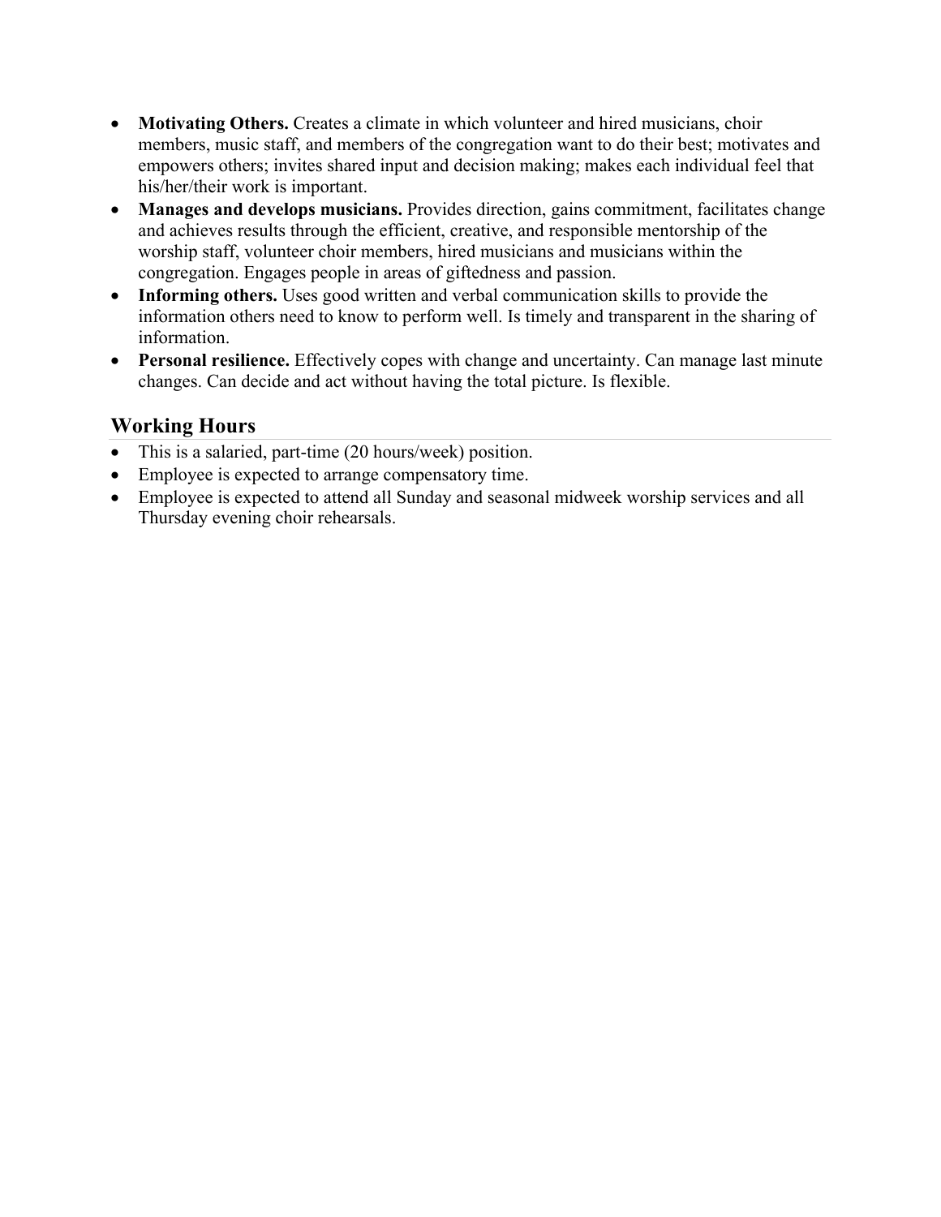- **Motivating Others.** Creates a climate in which volunteer and hired musicians, choir members, music staff, and members of the congregation want to do their best; motivates and empowers others; invites shared input and decision making; makes each individual feel that his/her/their work is important.
- **Manages and develops musicians.** Provides direction, gains commitment, facilitates change and achieves results through the efficient, creative, and responsible mentorship of the worship staff, volunteer choir members, hired musicians and musicians within the congregation. Engages people in areas of giftedness and passion.
- **Informing others.** Uses good written and verbal communication skills to provide the information others need to know to perform well. Is timely and transparent in the sharing of information.
- **Personal resilience.** Effectively copes with change and uncertainty. Can manage last minute changes. Can decide and act without having the total picture. Is flexible.

## Working Hours

- This is a salaried, part-time (20 hours/week) position.
- Employee is expected to arrange compensatory time.
- Employee is expected to attend all Sunday and seasonal midweek worship services and all Thursday evening choir rehearsals.